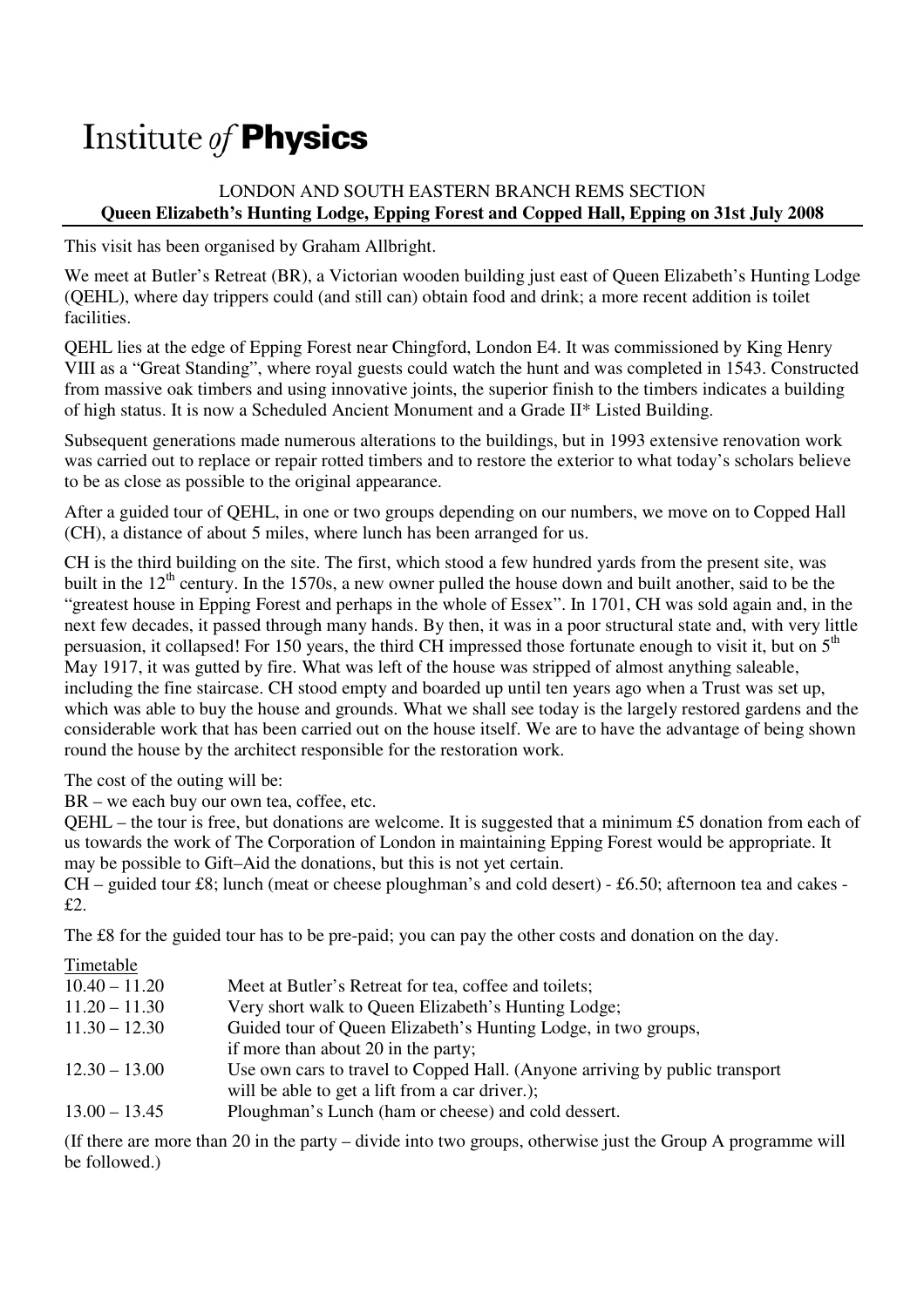# Institute *of* **Physics**

LONDON AND SOUTH EASTERN BRANCH REMS SECTION

**Queen Elizabeth's Hunting Lodge, Epping Forest and Copped Hall, Epping on 31st July 2008**

This visit has been organised by Graham Allbright.

We meet at Butler's Retreat (BR), a Victorian wooden building just east of Queen Elizabeth's Hunting Lodge (QEHL), where day trippers could (and still can) obtain food and drink; a more recent addition is toilet facilities.

QEHL lies at the edge of Epping Forest near Chingford, London E4. It was commissioned by King Henry VIII as a "Great Standing", where royal guests could watch the hunt and was completed in 1543. Constructed from massive oak timbers and using innovative joints, the superior finish to the timbers indicates a building of high status. It is now a Scheduled Ancient Monument and a Grade II* Listed Building.

Subsequent generations made numerous alterations to the buildings, but in 1993 extensive renovation work was carried out to replace or repair rotted timbers and to restore the exterior to what today's scholars believe to be as close as possible to the original appearance.

After a guided tour of QEHL, in one or two groups depending on our numbers, we move on to Copped Hall (CH), a distance of about 5 miles, where lunch has been arranged for us.

CH is the third building on the site. The first, which stood a few hundred yards from the present site, was built in the 12th century. In the 1570s, a new owner pulled the house down and built another, said to be the "greatest house in Epping Forest and perhaps in the whole of Essex". In 1701, CH was sold again and, in the next few decades, it passed through many hands. By then, it was in a poor structural state and, with very little persuasion, it collapsed! For 150 years, the third CH impressed those fortunate enough to visit it, but on 5th May 1917, it was gutted by fire. What was left of the house was stripped of almost anything saleable, including the fine staircase. CH stood empty and boarded up until ten years ago when a Trust was set up, which was able to buy the house and grounds. What we shall see today is the largely restored gardens and the considerable work that has been carried out on the house itself. We are to have the advantage of being shown round the house by the architect responsible for the restoration work.

The cost of the outing will be:

BR – we each buy our own tea, coffee, etc.

QEHL – the tour is free, but donations are welcome. It is suggested that a minimum £5 donation from each of us towards the work of The Corporation of London in maintaining Epping Forest would be appropriate. It may be possible to Gift–Aid the donations, but this is not yet certain.

CH – guided tour £8; lunch (meat or cheese ploughman's and cold desert) - £6.50; afternoon tea and cakes - £2.

The £8 for the guided tour has to be pre-paid; you can pay the other costs and donation on the day.

Timetable

| | |
|---|---|
| 10.40 – 11.20 | Meet at Butler's Retreat for tea, coffee and toilets; |
| 11.20 – 11.30 | Very short walk to Queen Elizabeth's Hunting Lodge; |
| 11.30 – 12.30 | Guided tour of Queen Elizabeth's Hunting Lodge, in two groups, if more than about 20 in the party; |
| 12.30 – 13.00 | Use own cars to travel to Copped Hall. (Anyone arriving by public transport will be able to get a lift from a car driver.); |
| 13.00 – 13.45 | Ploughman's Lunch (ham or cheese) and cold dessert. |

(If there are more than 20 in the party – divide into two groups, otherwise just the Group A programme will be followed.)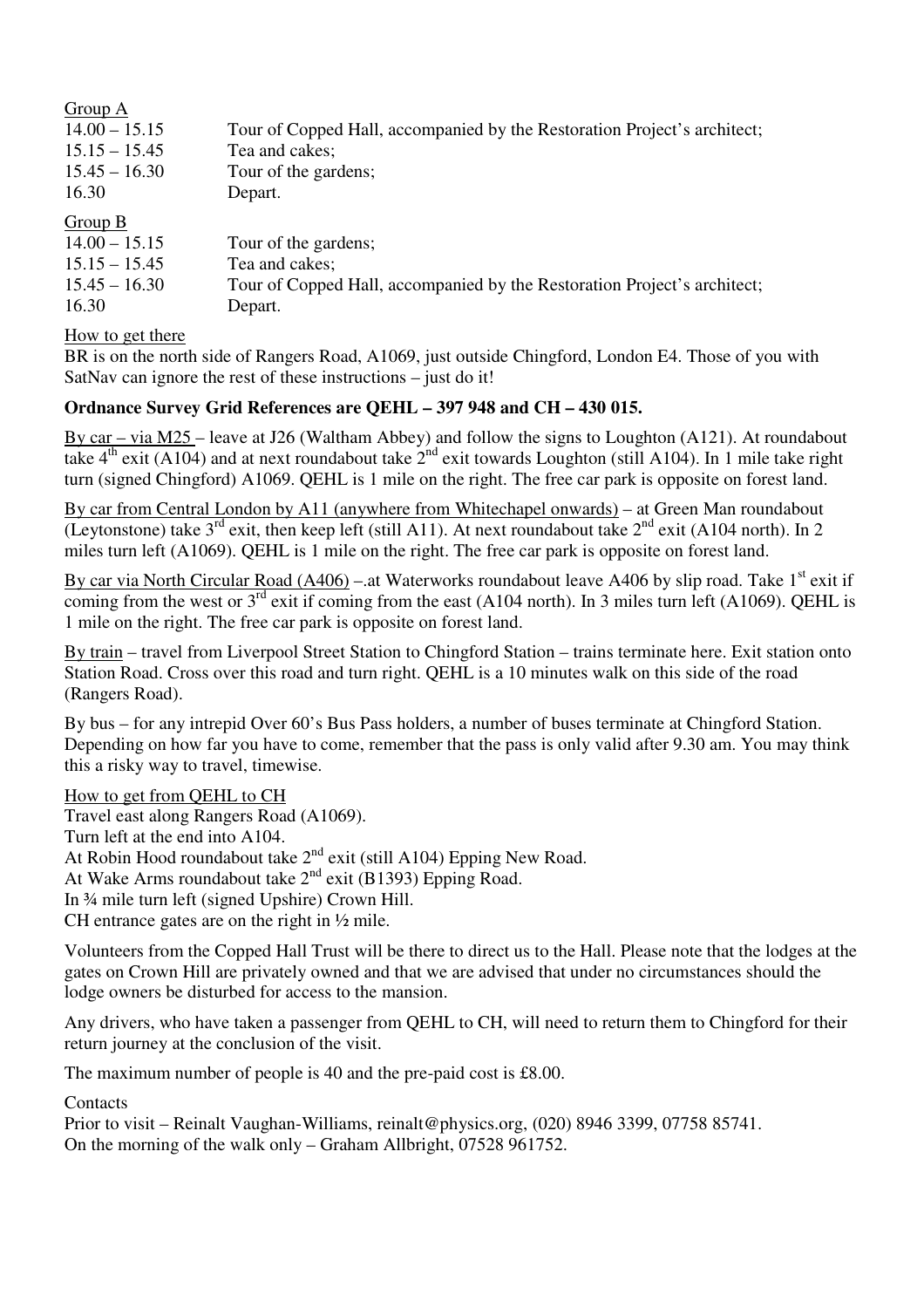Group A

| | |
|---|---|
| 14.00 – 15.15 | Tour of Copped Hall, accompanied by the Restoration Project's architect; |
| 15.15 – 15.45 | Tea and cakes; |
| 15.45 – 16.30 | Tour of the gardens; |
| 16.30 | Depart. |

Group B

| | |
|---|---|
| 14.00 – 15.15 | Tour of the gardens; |
| 15.15 – 15.45 | Tea and cakes; |
| 15.45 – 16.30 | Tour of Copped Hall, accompanied by the Restoration Project's architect; |
| 16.30 | Depart. |

How to get there

BR is on the north side of Rangers Road, A1069, just outside Chingford, London E4. Those of you with SatNav can ignore the rest of these instructions – just do it!

**Ordnance Survey Grid References are QEHL – 397 948 and CH – 430 015.**

By car – via M25 – leave at J26 (Waltham Abbey) and follow the signs to Loughton (A121). At roundabout take 4th exit (A104) and at next roundabout take 2nd exit towards Loughton (still A104). In 1 mile take right turn (signed Chingford) A1069. QEHL is 1 mile on the right. The free car park is opposite on forest land.

By car from Central London by A11 (anywhere from Whitechapel onwards) – at Green Man roundabout (Leytonstone) take 3rd exit, then keep left (still A11). At next roundabout take 2nd exit (A104 north). In 2 miles turn left (A1069). QEHL is 1 mile on the right. The free car park is opposite on forest land.

By car via North Circular Road (A406) –.at Waterworks roundabout leave A406 by slip road. Take 1st exit if coming from the west or 3rd exit if coming from the east (A104 north). In 3 miles turn left (A1069). QEHL is 1 mile on the right. The free car park is opposite on forest land.

By train – travel from Liverpool Street Station to Chingford Station – trains terminate here. Exit station onto Station Road. Cross over this road and turn right. QEHL is a 10 minutes walk on this side of the road (Rangers Road).

By bus – for any intrepid Over 60's Bus Pass holders, a number of buses terminate at Chingford Station. Depending on how far you have to come, remember that the pass is only valid after 9.30 am. You may think this a risky way to travel, timewise.

How to get from QEHL to CH

Travel east along Rangers Road (A1069).
Turn left at the end into A104.
At Robin Hood roundabout take 2nd exit (still A104) Epping New Road.
At Wake Arms roundabout take 2nd exit (B1393) Epping Road.
In ¾ mile turn left (signed Upshire) Crown Hill.
CH entrance gates are on the right in ½ mile.

Volunteers from the Copped Hall Trust will be there to direct us to the Hall. Please note that the lodges at the gates on Crown Hill are privately owned and that we are advised that under no circumstances should the lodge owners be disturbed for access to the mansion.

Any drivers, who have taken a passenger from QEHL to CH, will need to return them to Chingford for their return journey at the conclusion of the visit.

The maximum number of people is 40 and the pre-paid cost is £8.00.

Contacts

Prior to visit – Reinalt Vaughan-Williams, reinalt@physics.org, (020) 8946 3399, 07758 85741.
On the morning of the walk only – Graham Allbright, 07528 961752.